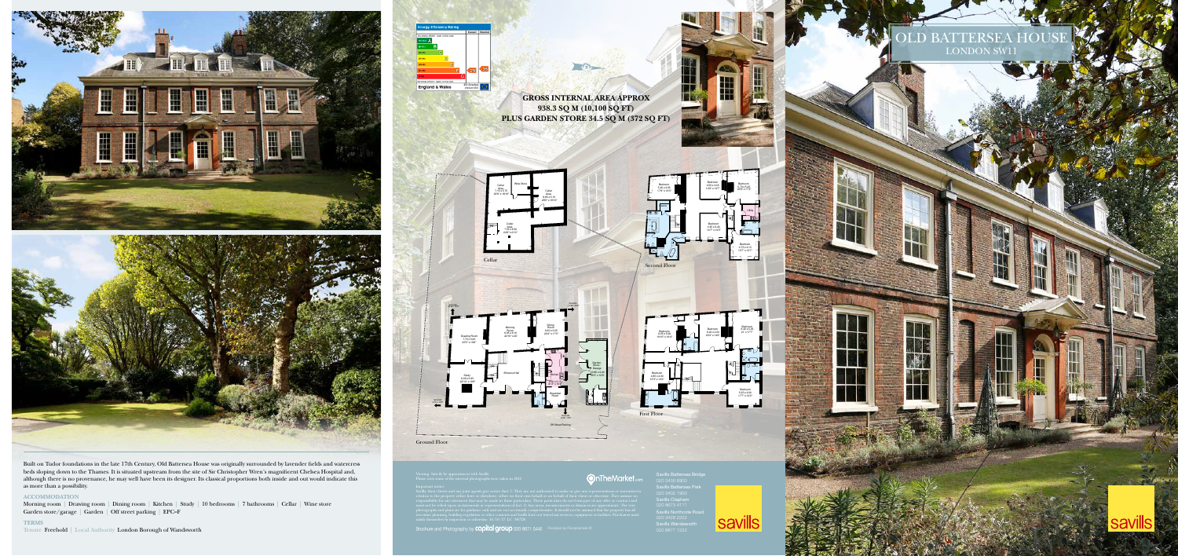# OLD BATTERSEA HOUSE

LONDON SW11

Built on Tudor foundations in the late 17th Century, Old Battersea House was originally surrounded by lavender fields and watercress beds sloping down to the Thames. It is situated upstream from the site of Sir Christopher Wren's magnificent Chelsea Hospital and, although there is no provenance, he may well have been its designer. Its classical proportions both inside and out would indicate this as more than a possibility.

## ACCOMMODATION

Morning room | Drawing room | Dining room | Kitchen | Study | 10 bedrooms | 7 bathrooms | Cellar | Wine store
Garden store/garage | Garden | Off street parking | EPC=F

## TERMS

Tenure **Freehold** | Local Authority **London Borough of Wandsworth**

## GROSS INTERNAL AREA APPROX 938.3 SQ M (10,100 SQ FT) PLUS GARDEN STORE 34.5 SQ M (372 SQ FT)

Cellar

Ground Floor

First Floor

Second Floor

Energy Efficiency Rating

England & Wales

Brochure and Photography by capital group 020 8671 5442

Savills Battersea Bridge
020 3430 6900

Savills Battersea Park
020 3402 1900

Savills Clapham
020 8673 4111

Savills Northcote Road
020 3428 2222

Savills Wandsworth
020 8877 1222

savills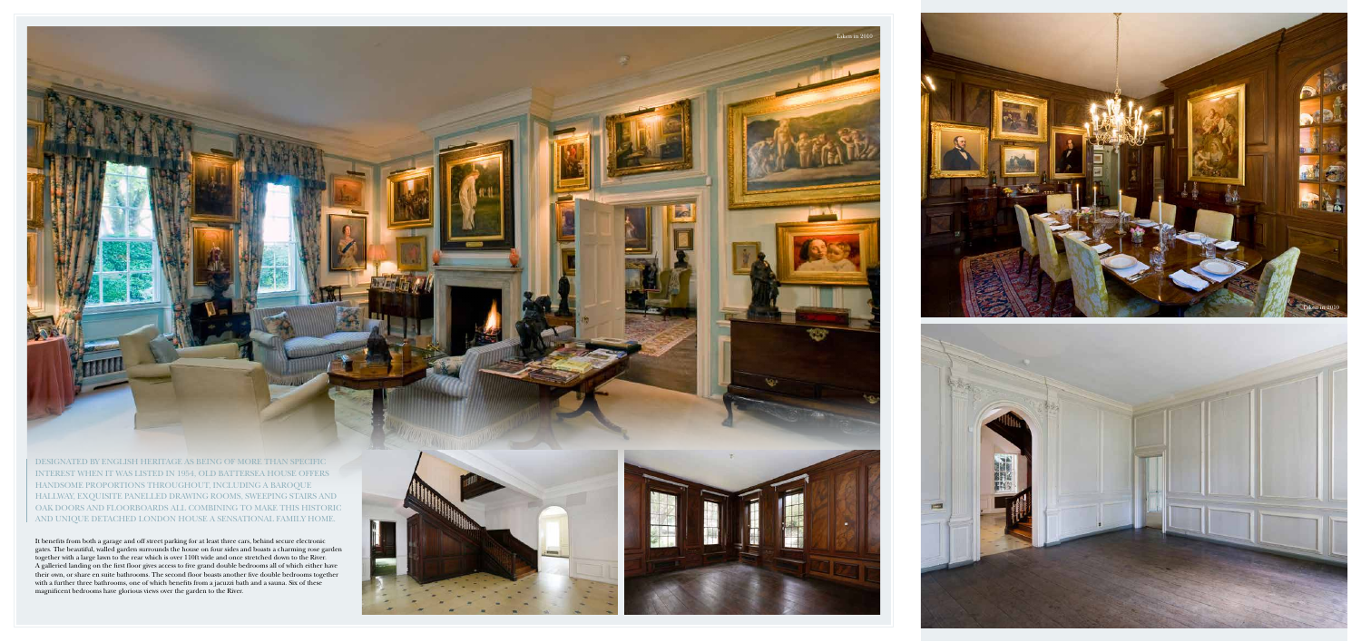Taken in 2010

Taken in 2010

DESIGNATED BY ENGLISH HERITAGE AS BEING OF MORE THAN SPECIFIC INTEREST WHEN IT WAS LISTED IN 1954, OLD BATTERSEA HOUSE OFFERS HANDSOME PROPORTIONS THROUGHOUT, INCLUDING A BAROQUE HALLWAY, EXQUISITE PANELLED DRAWING ROOMS, SWEEPING STAIRS AND OAK DOORS AND FLOORBOARDS ALL COMBINING TO MAKE THIS HISTORIC AND UNIQUE DETACHED LONDON HOUSE A SENSATIONAL FAMILY HOME.

It benefits from both a garage and off street parking for at least three cars, behind secure electronic gates. The beautiful, walled garden surrounds the house on four sides and boasts a charming rose garden together with a large lawn to the rear which is over 110ft wide and once stretched down to the River. A galleried landing on the first floor gives access to five grand double bedrooms all of which either have their own, or share en suite bathrooms. The second floor boasts another five double bedrooms together with a further three bathrooms, one of which benefits from a jacuzzi bath and a sauna. Six of these magnificent bedrooms have glorious views over the garden to the River.